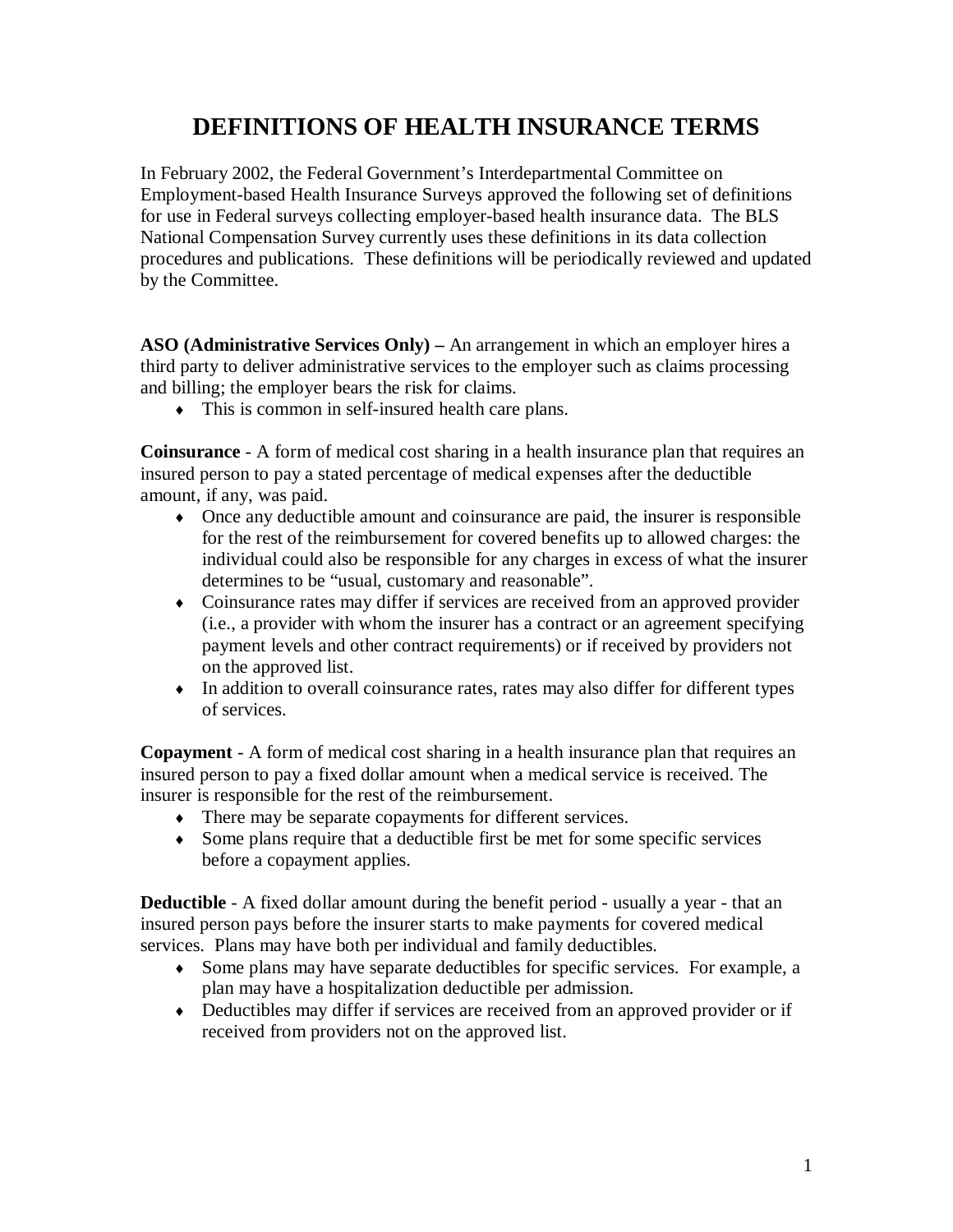# DEFINITIONS OF HEALTH INSURANCE TERMS

In February 2002, the Federal Government's Interdepartmental Committee on Employment-based Health Insurance Surveys approved the following set of definitions for use in Federal surveys collecting employer-based health insurance data. The BLS National Compensation Survey currently uses these definitions in its data collection procedures and publications. These definitions will be periodically reviewed and updated by the Committee.

**ASO (Administrative Services Only) –** An arrangement in which an employer hires a third party to deliver administrative services to the employer such as claims processing and billing; the employer bears the risk for claims.

- This is common in self-insured health care plans.

**Coinsurance** - A form of medical cost sharing in a health insurance plan that requires an insured person to pay a stated percentage of medical expenses after the deductible amount, if any, was paid.

- Once any deductible amount and coinsurance are paid, the insurer is responsible for the rest of the reimbursement for covered benefits up to allowed charges: the individual could also be responsible for any charges in excess of what the insurer determines to be "usual, customary and reasonable".
- Coinsurance rates may differ if services are received from an approved provider (i.e., a provider with whom the insurer has a contract or an agreement specifying payment levels and other contract requirements) or if received by providers not on the approved list.
- In addition to overall coinsurance rates, rates may also differ for different types of services.

**Copayment** - A form of medical cost sharing in a health insurance plan that requires an insured person to pay a fixed dollar amount when a medical service is received. The insurer is responsible for the rest of the reimbursement.

- There may be separate copayments for different services.
- Some plans require that a deductible first be met for some specific services before a copayment applies.

**Deductible** - A fixed dollar amount during the benefit period - usually a year - that an insured person pays before the insurer starts to make payments for covered medical services. Plans may have both per individual and family deductibles.

- Some plans may have separate deductibles for specific services. For example, a plan may have a hospitalization deductible per admission.
- Deductibles may differ if services are received from an approved provider or if received from providers not on the approved list.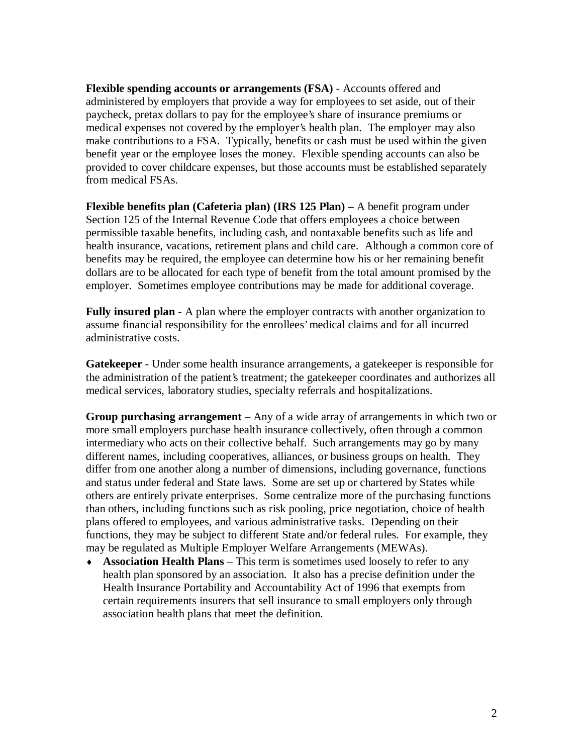**Flexible spending accounts or arrangements (FSA)** - Accounts offered and administered by employers that provide a way for employees to set aside, out of their paycheck, pretax dollars to pay for the employee's share of insurance premiums or medical expenses not covered by the employer's health plan. The employer may also make contributions to a FSA. Typically, benefits or cash must be used within the given benefit year or the employee loses the money. Flexible spending accounts can also be provided to cover childcare expenses, but those accounts must be established separately from medical FSAs.

**Flexible benefits plan (Cafeteria plan) (IRS 125 Plan) –** A benefit program under Section 125 of the Internal Revenue Code that offers employees a choice between permissible taxable benefits, including cash, and nontaxable benefits such as life and health insurance, vacations, retirement plans and child care. Although a common core of benefits may be required, the employee can determine how his or her remaining benefit dollars are to be allocated for each type of benefit from the total amount promised by the employer. Sometimes employee contributions may be made for additional coverage.

**Fully insured plan** - A plan where the employer contracts with another organization to assume financial responsibility for the enrollees' medical claims and for all incurred administrative costs.

**Gatekeeper** - Under some health insurance arrangements, a gatekeeper is responsible for the administration of the patient's treatment; the gatekeeper coordinates and authorizes all medical services, laboratory studies, specialty referrals and hospitalizations.

**Group purchasing arrangement** – Any of a wide array of arrangements in which two or more small employers purchase health insurance collectively, often through a common intermediary who acts on their collective behalf. Such arrangements may go by many different names, including cooperatives, alliances, or business groups on health. They differ from one another along a number of dimensions, including governance, functions and status under federal and State laws. Some are set up or chartered by States while others are entirely private enterprises. Some centralize more of the purchasing functions than others, including functions such as risk pooling, price negotiation, choice of health plans offered to employees, and various administrative tasks. Depending on their functions, they may be subject to different State and/or federal rules. For example, they may be regulated as Multiple Employer Welfare Arrangements (MEWAs).

- **Association Health Plans** – This term is sometimes used loosely to refer to any health plan sponsored by an association. It also has a precise definition under the Health Insurance Portability and Accountability Act of 1996 that exempts from certain requirements insurers that sell insurance to small employers only through association health plans that meet the definition.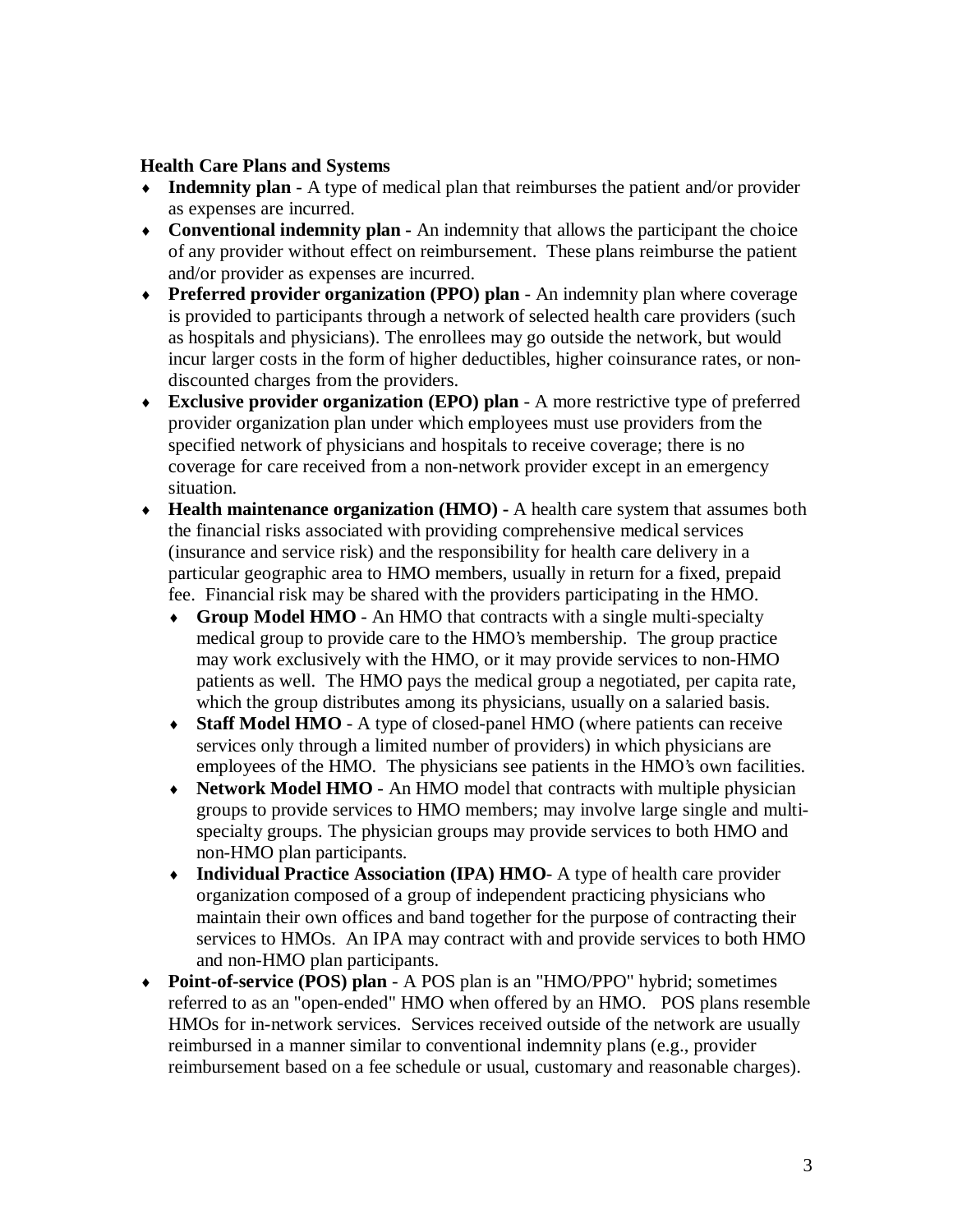**Health Care Plans and Systems**

- **Indemnity plan** - A type of medical plan that reimburses the patient and/or provider as expenses are incurred.
- **Conventional indemnity plan -** An indemnity that allows the participant the choice of any provider without effect on reimbursement. These plans reimburse the patient and/or provider as expenses are incurred.
- **Preferred provider organization (PPO) plan** - An indemnity plan where coverage is provided to participants through a network of selected health care providers (such as hospitals and physicians). The enrollees may go outside the network, but would incur larger costs in the form of higher deductibles, higher coinsurance rates, or non-discounted charges from the providers.
- **Exclusive provider organization (EPO) plan** - A more restrictive type of preferred provider organization plan under which employees must use providers from the specified network of physicians and hospitals to receive coverage; there is no coverage for care received from a non-network provider except in an emergency situation.
- **Health maintenance organization (HMO) -** A health care system that assumes both the financial risks associated with providing comprehensive medical services (insurance and service risk) and the responsibility for health care delivery in a particular geographic area to HMO members, usually in return for a fixed, prepaid fee. Financial risk may be shared with the providers participating in the HMO.
  - **Group Model HMO** - An HMO that contracts with a single multi-specialty medical group to provide care to the HMO's membership. The group practice may work exclusively with the HMO, or it may provide services to non-HMO patients as well. The HMO pays the medical group a negotiated, per capita rate, which the group distributes among its physicians, usually on a salaried basis.
  - **Staff Model HMO** - A type of closed-panel HMO (where patients can receive services only through a limited number of providers) in which physicians are employees of the HMO. The physicians see patients in the HMO's own facilities.
  - **Network Model HMO** - An HMO model that contracts with multiple physician groups to provide services to HMO members; may involve large single and multi-specialty groups. The physician groups may provide services to both HMO and non-HMO plan participants.
  - **Individual Practice Association (IPA) HMO**- A type of health care provider organization composed of a group of independent practicing physicians who maintain their own offices and band together for the purpose of contracting their services to HMOs. An IPA may contract with and provide services to both HMO and non-HMO plan participants.
- **Point-of-service (POS) plan** - A POS plan is an "HMO/PPO" hybrid; sometimes referred to as an "open-ended" HMO when offered by an HMO. POS plans resemble HMOs for in-network services. Services received outside of the network are usually reimbursed in a manner similar to conventional indemnity plans (e.g., provider reimbursement based on a fee schedule or usual, customary and reasonable charges).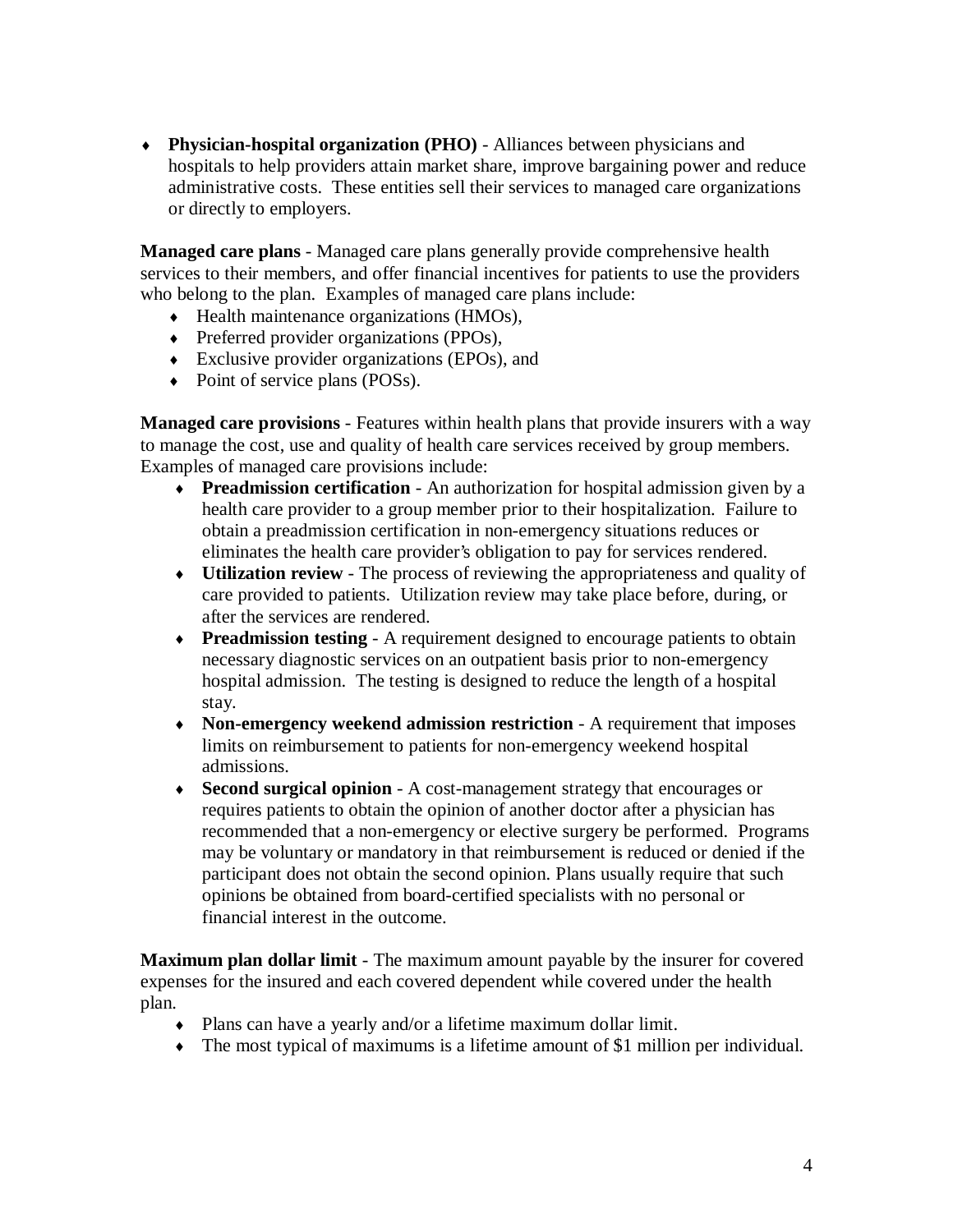- **Physician-hospital organization (PHO)** - Alliances between physicians and hospitals to help providers attain market share, improve bargaining power and reduce administrative costs. These entities sell their services to managed care organizations or directly to employers.

**Managed care plans** - Managed care plans generally provide comprehensive health services to their members, and offer financial incentives for patients to use the providers who belong to the plan. Examples of managed care plans include:

- Health maintenance organizations (HMOs),
- Preferred provider organizations (PPOs),
- Exclusive provider organizations (EPOs), and
- Point of service plans (POSs).

**Managed care provisions** - Features within health plans that provide insurers with a way to manage the cost, use and quality of health care services received by group members. Examples of managed care provisions include:

- **Preadmission certification** - An authorization for hospital admission given by a health care provider to a group member prior to their hospitalization. Failure to obtain a preadmission certification in non-emergency situations reduces or eliminates the health care provider's obligation to pay for services rendered.
- **Utilization review** - The process of reviewing the appropriateness and quality of care provided to patients. Utilization review may take place before, during, or after the services are rendered.
- **Preadmission testing** - A requirement designed to encourage patients to obtain necessary diagnostic services on an outpatient basis prior to non-emergency hospital admission. The testing is designed to reduce the length of a hospital stay.
- **Non-emergency weekend admission restriction** - A requirement that imposes limits on reimbursement to patients for non-emergency weekend hospital admissions.
- **Second surgical opinion** - A cost-management strategy that encourages or requires patients to obtain the opinion of another doctor after a physician has recommended that a non-emergency or elective surgery be performed. Programs may be voluntary or mandatory in that reimbursement is reduced or denied if the participant does not obtain the second opinion. Plans usually require that such opinions be obtained from board-certified specialists with no personal or financial interest in the outcome.

**Maximum plan dollar limit** - The maximum amount payable by the insurer for covered expenses for the insured and each covered dependent while covered under the health plan.

- Plans can have a yearly and/or a lifetime maximum dollar limit.
- The most typical of maximums is a lifetime amount of $1 million per individual.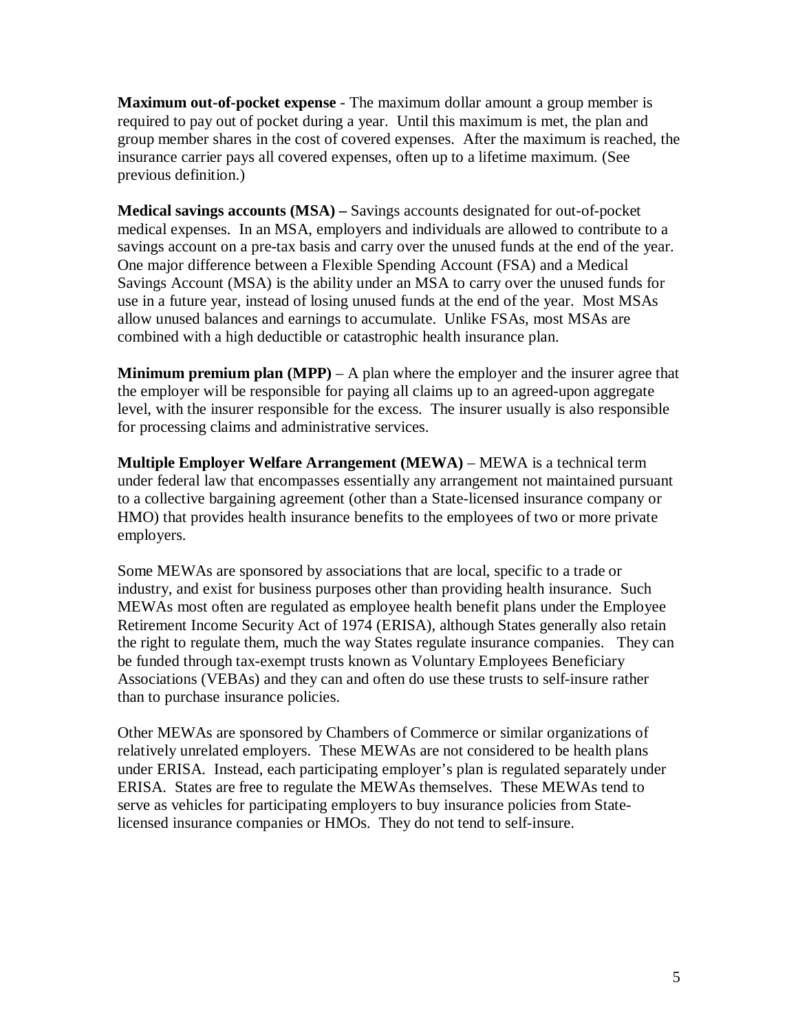**Maximum out-of-pocket expense** - The maximum dollar amount a group member is required to pay out of pocket during a year. Until this maximum is met, the plan and group member shares in the cost of covered expenses. After the maximum is reached, the insurance carrier pays all covered expenses, often up to a lifetime maximum. (See previous definition.)

**Medical savings accounts (MSA) –** Savings accounts designated for out-of-pocket medical expenses. In an MSA, employers and individuals are allowed to contribute to a savings account on a pre-tax basis and carry over the unused funds at the end of the year. One major difference between a Flexible Spending Account (FSA) and a Medical Savings Account (MSA) is the ability under an MSA to carry over the unused funds for use in a future year, instead of losing unused funds at the end of the year. Most MSAs allow unused balances and earnings to accumulate. Unlike FSAs, most MSAs are combined with a high deductible or catastrophic health insurance plan.

**Minimum premium plan (MPP)** – A plan where the employer and the insurer agree that the employer will be responsible for paying all claims up to an agreed-upon aggregate level, with the insurer responsible for the excess. The insurer usually is also responsible for processing claims and administrative services.

**Multiple Employer Welfare Arrangement (MEWA)** – MEWA is a technical term under federal law that encompasses essentially any arrangement not maintained pursuant to a collective bargaining agreement (other than a State-licensed insurance company or HMO) that provides health insurance benefits to the employees of two or more private employers.

Some MEWAs are sponsored by associations that are local, specific to a trade or industry, and exist for business purposes other than providing health insurance. Such MEWAs most often are regulated as employee health benefit plans under the Employee Retirement Income Security Act of 1974 (ERISA), although States generally also retain the right to regulate them, much the way States regulate insurance companies. They can be funded through tax-exempt trusts known as Voluntary Employees Beneficiary Associations (VEBAs) and they can and often do use these trusts to self-insure rather than to purchase insurance policies.

Other MEWAs are sponsored by Chambers of Commerce or similar organizations of relatively unrelated employers. These MEWAs are not considered to be health plans under ERISA. Instead, each participating employer's plan is regulated separately under ERISA. States are free to regulate the MEWAs themselves. These MEWAs tend to serve as vehicles for participating employers to buy insurance policies from State-licensed insurance companies or HMOs. They do not tend to self-insure.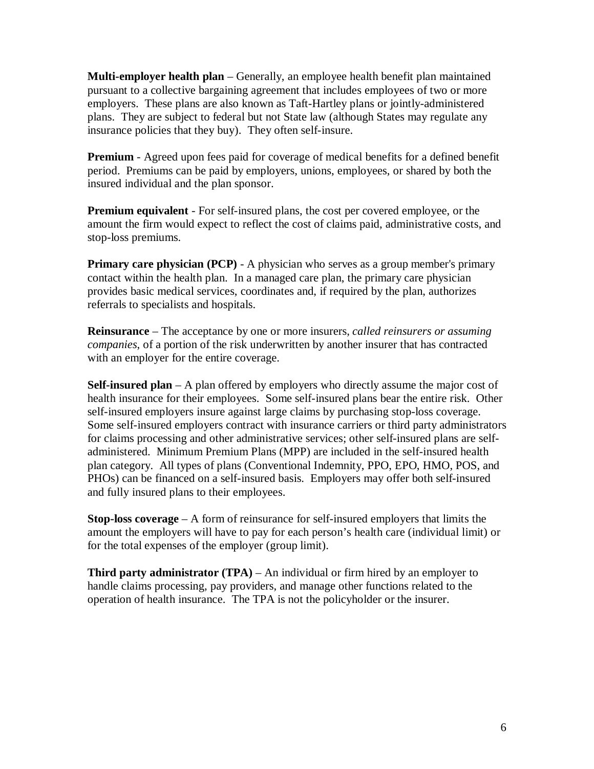**Multi-employer health plan** – Generally, an employee health benefit plan maintained pursuant to a collective bargaining agreement that includes employees of two or more employers. These plans are also known as Taft-Hartley plans or jointly-administered plans. They are subject to federal but not State law (although States may regulate any insurance policies that they buy). They often self-insure.

**Premium** - Agreed upon fees paid for coverage of medical benefits for a defined benefit period. Premiums can be paid by employers, unions, employees, or shared by both the insured individual and the plan sponsor.

**Premium equivalent** - For self-insured plans, the cost per covered employee, or the amount the firm would expect to reflect the cost of claims paid, administrative costs, and stop-loss premiums.

**Primary care physician (PCP)** - A physician who serves as a group member's primary contact within the health plan. In a managed care plan, the primary care physician provides basic medical services, coordinates and, if required by the plan, authorizes referrals to specialists and hospitals.

**Reinsurance** – The acceptance by one or more insurers, *called reinsurers or assuming companies*, of a portion of the risk underwritten by another insurer that has contracted with an employer for the entire coverage.

**Self-insured plan** – A plan offered by employers who directly assume the major cost of health insurance for their employees. Some self-insured plans bear the entire risk. Other self-insured employers insure against large claims by purchasing stop-loss coverage. Some self-insured employers contract with insurance carriers or third party administrators for claims processing and other administrative services; other self-insured plans are self-administered. Minimum Premium Plans (MPP) are included in the self-insured health plan category. All types of plans (Conventional Indemnity, PPO, EPO, HMO, POS, and PHOs) can be financed on a self-insured basis. Employers may offer both self-insured and fully insured plans to their employees.

**Stop-loss coverage** – A form of reinsurance for self-insured employers that limits the amount the employers will have to pay for each person's health care (individual limit) or for the total expenses of the employer (group limit).

**Third party administrator (TPA)** – An individual or firm hired by an employer to handle claims processing, pay providers, and manage other functions related to the operation of health insurance. The TPA is not the policyholder or the insurer.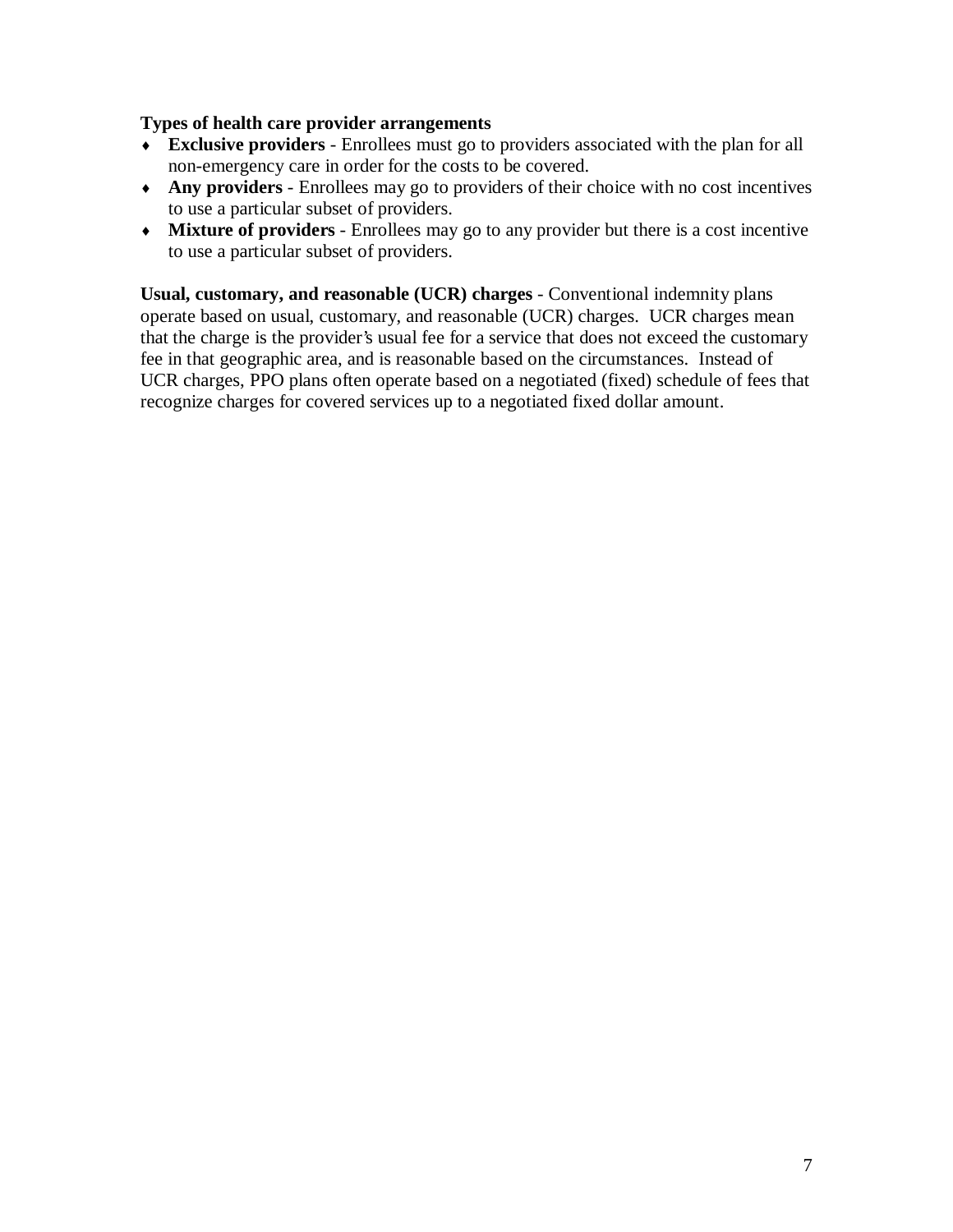**Types of health care provider arrangements**

- **Exclusive providers** - Enrollees must go to providers associated with the plan for all non-emergency care in order for the costs to be covered.
- **Any providers** - Enrollees may go to providers of their choice with no cost incentives to use a particular subset of providers.
- **Mixture of providers** - Enrollees may go to any provider but there is a cost incentive to use a particular subset of providers.

**Usual, customary, and reasonable (UCR) charges** - Conventional indemnity plans operate based on usual, customary, and reasonable (UCR) charges. UCR charges mean that the charge is the provider's usual fee for a service that does not exceed the customary fee in that geographic area, and is reasonable based on the circumstances. Instead of UCR charges, PPO plans often operate based on a negotiated (fixed) schedule of fees that recognize charges for covered services up to a negotiated fixed dollar amount.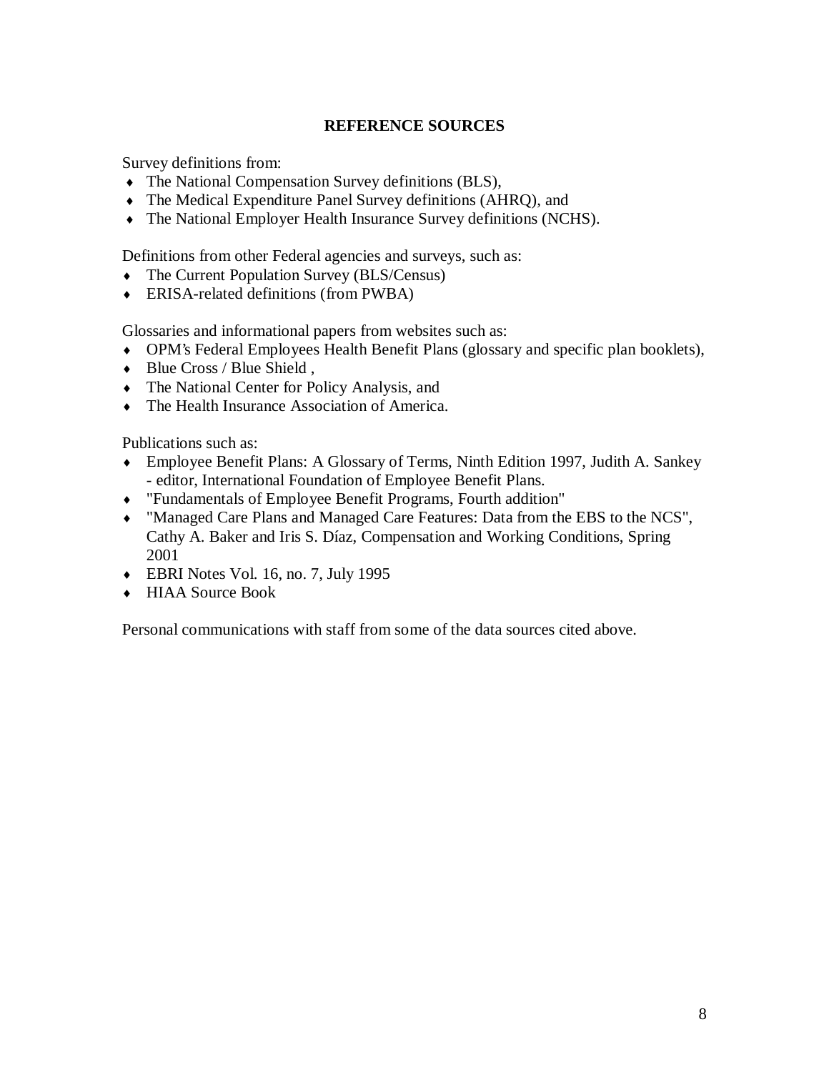## REFERENCE SOURCES

Survey definitions from:

- The National Compensation Survey definitions (BLS),
- The Medical Expenditure Panel Survey definitions (AHRQ), and
- The National Employer Health Insurance Survey definitions (NCHS).

Definitions from other Federal agencies and surveys, such as:

- The Current Population Survey (BLS/Census)
- ERISA-related definitions (from PWBA)

Glossaries and informational papers from websites such as:

- OPM's Federal Employees Health Benefit Plans (glossary and specific plan booklets),
- Blue Cross / Blue Shield ,
- The National Center for Policy Analysis, and
- The Health Insurance Association of America.

Publications such as:

- Employee Benefit Plans: A Glossary of Terms, Ninth Edition 1997, Judith A. Sankey - editor, International Foundation of Employee Benefit Plans.
- "Fundamentals of Employee Benefit Programs, Fourth addition"
- "Managed Care Plans and Managed Care Features: Data from the EBS to the NCS", Cathy A. Baker and Iris S. Díaz, Compensation and Working Conditions, Spring 2001
- EBRI Notes Vol. 16, no. 7, July 1995
- HIAA Source Book

Personal communications with staff from some of the data sources cited above.